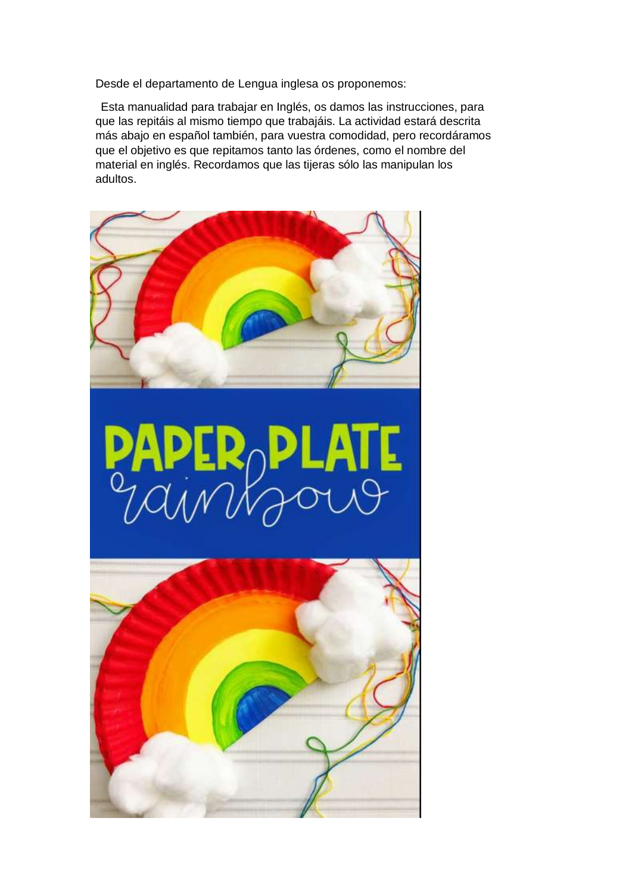Desde el departamento de Lengua inglesa os proponemos:

Esta manualidad para trabajar en Inglés, os damos las instrucciones, para que las repitáis al mismo tiempo que trabajáis. La actividad estará descrita más abajo en español también, para vuestra comodidad, pero recordáramos que el objetivo es que repitamos tanto las órdenes, como el nombre del material en inglés. Recordamos que las tijeras sólo las manipulan los adultos.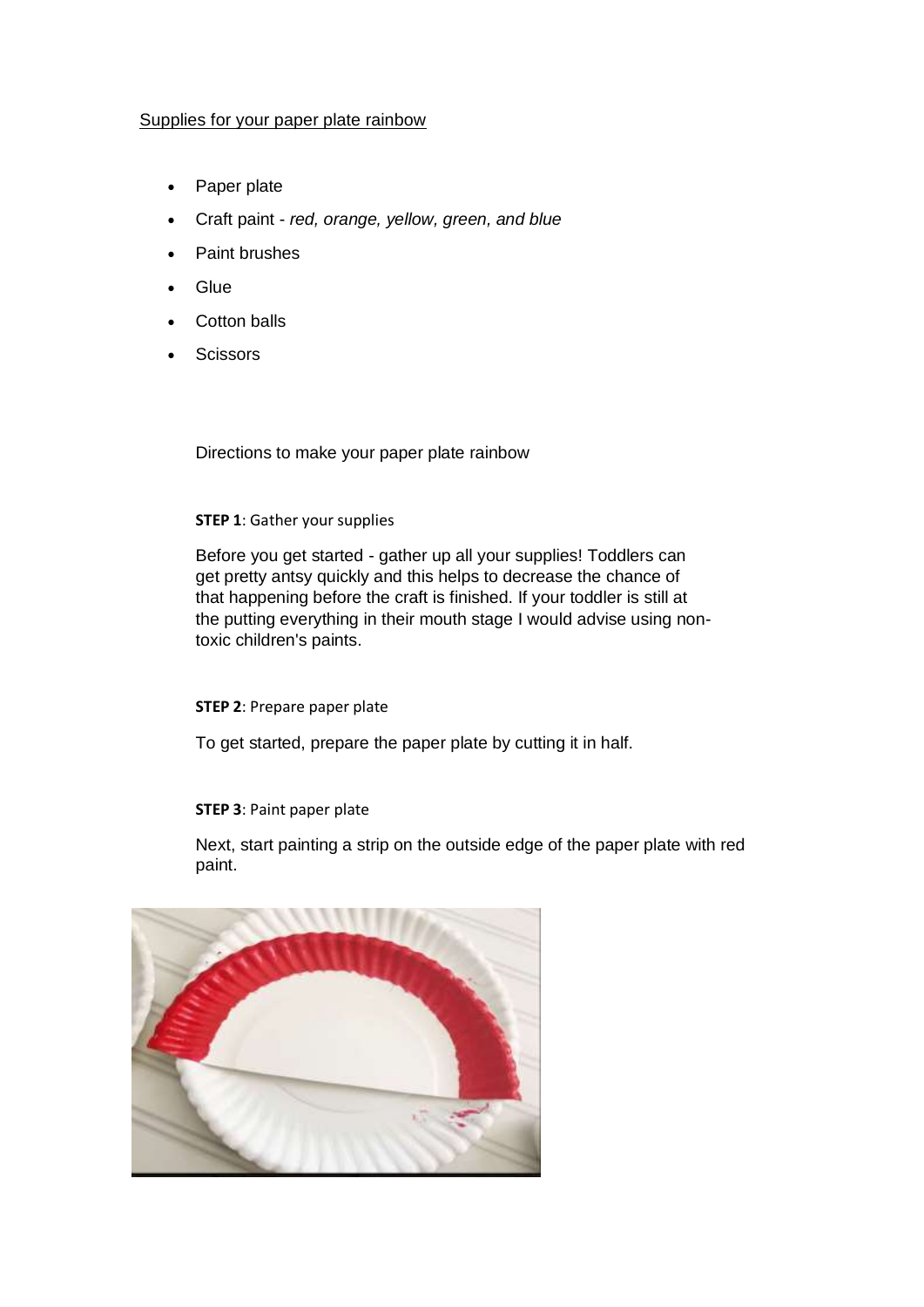Supplies for your paper plate rainbow

- Paper plate
- Craft paint - *red, orange, yellow, green, and blue*
- Paint brushes
- Glue
- Cotton balls
- Scissors

Directions to make your paper plate rainbow

**STEP 1**: Gather your supplies

Before you get started - gather up all your supplies! Toddlers can get pretty antsy quickly and this helps to decrease the chance of that happening before the craft is finished. If your toddler is still at the putting everything in their mouth stage I would advise using non-toxic children's paints.

**STEP 2**: Prepare paper plate

To get started, prepare the paper plate by cutting it in half.

**STEP 3**: Paint paper plate

Next, start painting a strip on the outside edge of the paper plate with red paint.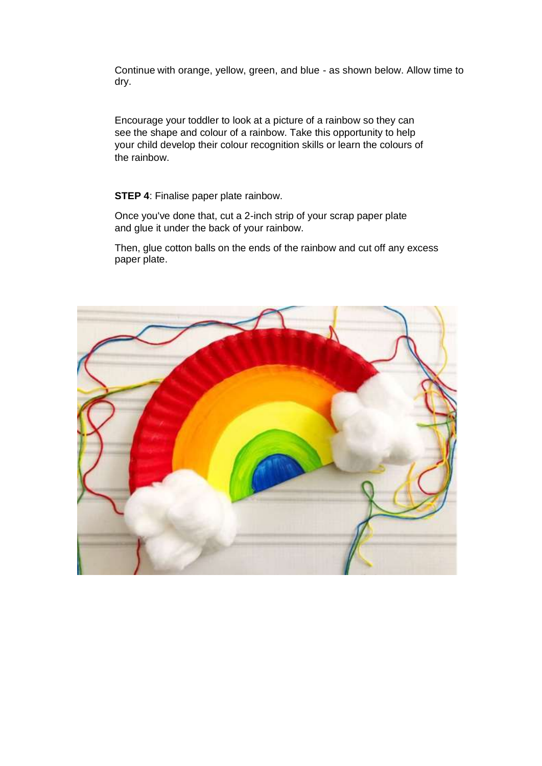Continue with orange, yellow, green, and blue - as shown below. Allow time to dry.

Encourage your toddler to look at a picture of a rainbow so they can see the shape and colour of a rainbow. Take this opportunity to help your child develop their colour recognition skills or learn the colours of the rainbow.

**STEP 4**: Finalise paper plate rainbow.

Once you've done that, cut a 2-inch strip of your scrap paper plate and glue it under the back of your rainbow.

Then, glue cotton balls on the ends of the rainbow and cut off any excess paper plate.